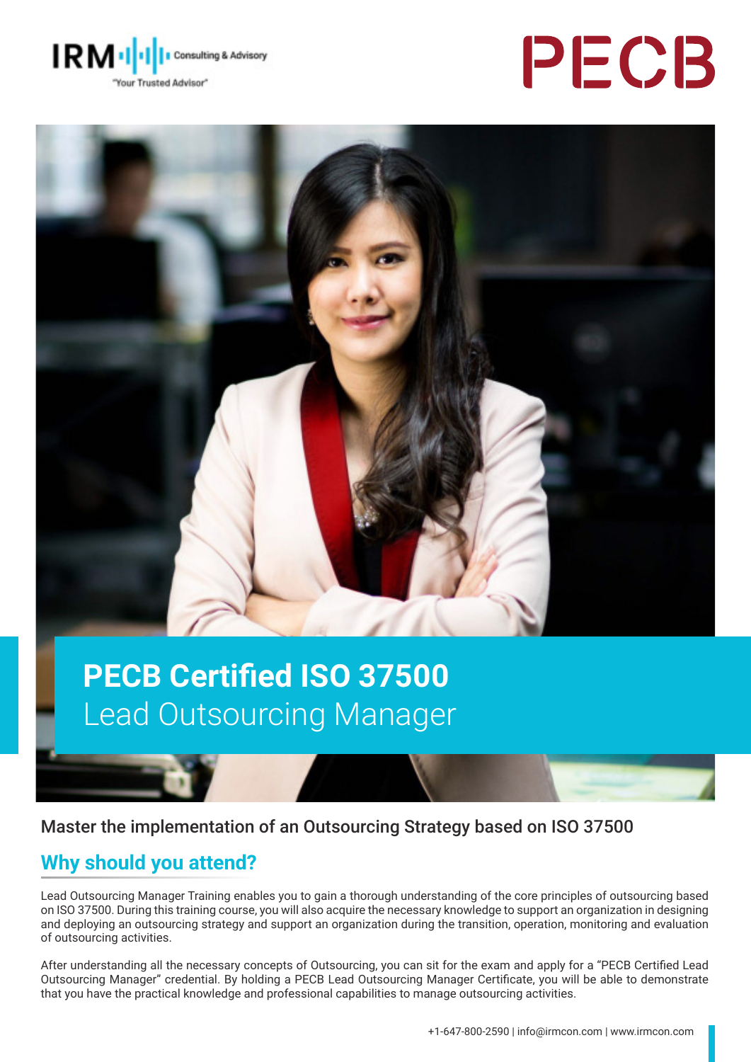IRM Consulting & Advisory
"Your Trusted Advisor"

PECB

# PECB Certified ISO 37500 Lead Outsourcing Manager

Master the implementation of an Outsourcing Strategy based on ISO 37500

## Why should you attend?

Lead Outsourcing Manager Training enables you to gain a thorough understanding of the core principles of outsourcing based on ISO 37500. During this training course, you will also acquire the necessary knowledge to support an organization in designing and deploying an outsourcing strategy and support an organization during the transition, operation, monitoring and evaluation of outsourcing activities.

After understanding all the necessary concepts of Outsourcing, you can sit for the exam and apply for a "PECB Certified Lead Outsourcing Manager" credential. By holding a PECB Lead Outsourcing Manager Certificate, you will be able to demonstrate that you have the practical knowledge and professional capabilities to manage outsourcing activities.

+1-647-800-2590 | info@irmcon.com | www.irmcon.com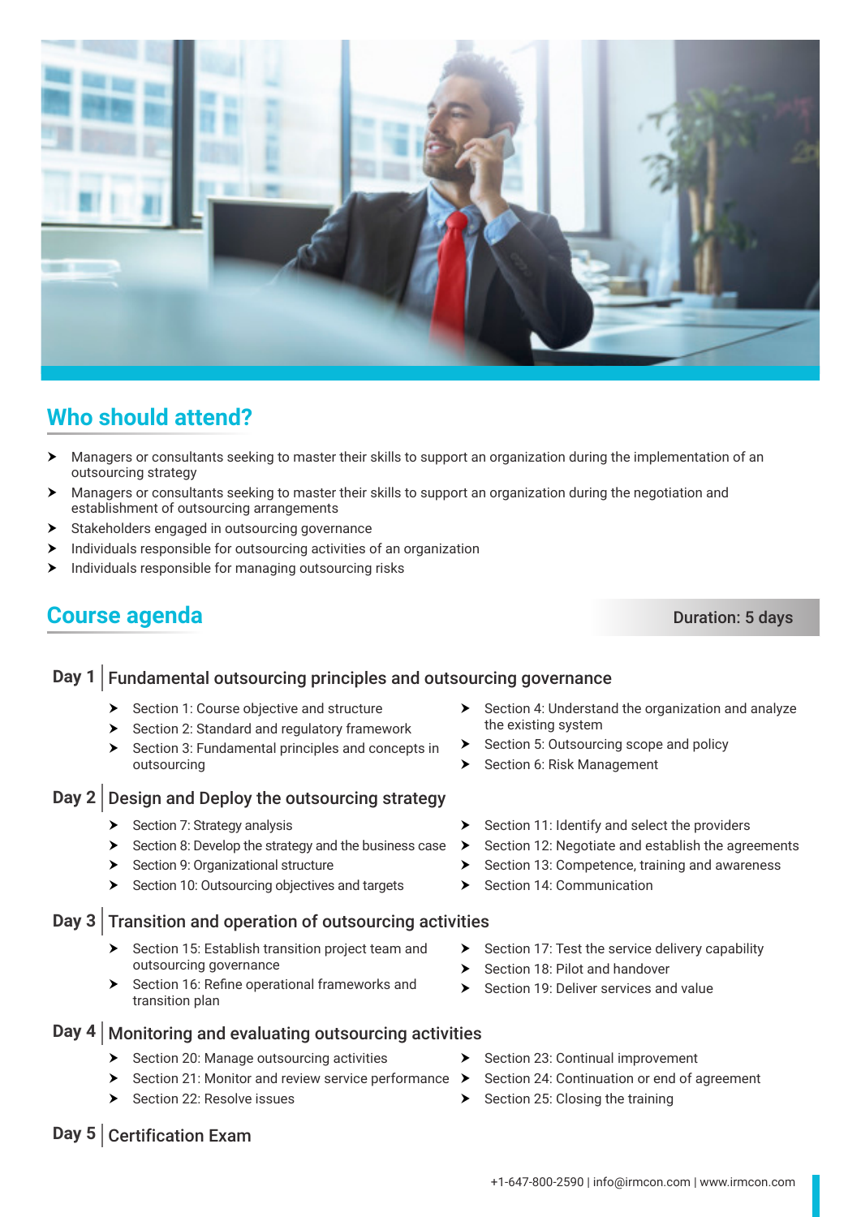## Who should attend?

- Managers or consultants seeking to master their skills to support an organization during the implementation of an outsourcing strategy
- Managers or consultants seeking to master their skills to support an organization during the negotiation and establishment of outsourcing arrangements
- Stakeholders engaged in outsourcing governance
- Individuals responsible for outsourcing activities of an organization
- Individuals responsible for managing outsourcing risks

## Course agenda

**Duration: 5 days**

### Day 1 | Fundamental outsourcing principles and outsourcing governance

- Section 1: Course objective and structure
- Section 2: Standard and regulatory framework
- Section 3: Fundamental principles and concepts in outsourcing
- Section 4: Understand the organization and analyze the existing system
- Section 5: Outsourcing scope and policy
- Section 6: Risk Management

### Day 2 | Design and Deploy the outsourcing strategy

- Section 7: Strategy analysis
- Section 8: Develop the strategy and the business case
- Section 9: Organizational structure
- Section 10: Outsourcing objectives and targets
- Section 11: Identify and select the providers
- Section 12: Negotiate and establish the agreements
- Section 13: Competence, training and awareness
- Section 14: Communication

### Day 3 | Transition and operation of outsourcing activities

- Section 15: Establish transition project team and outsourcing governance
- Section 16: Refine operational frameworks and transition plan
- Section 17: Test the service delivery capability
- Section 18: Pilot and handover
- Section 19: Deliver services and value

### Day 4 | Monitoring and evaluating outsourcing activities

- Section 20: Manage outsourcing activities
- Section 21: Monitor and review service performance
- Section 22: Resolve issues
- Section 23: Continual improvement
- Section 24: Continuation or end of agreement
- Section 25: Closing the training

### Day 5 | Certification Exam

+1-647-800-2590 | info@irmcon.com | www.irmcon.com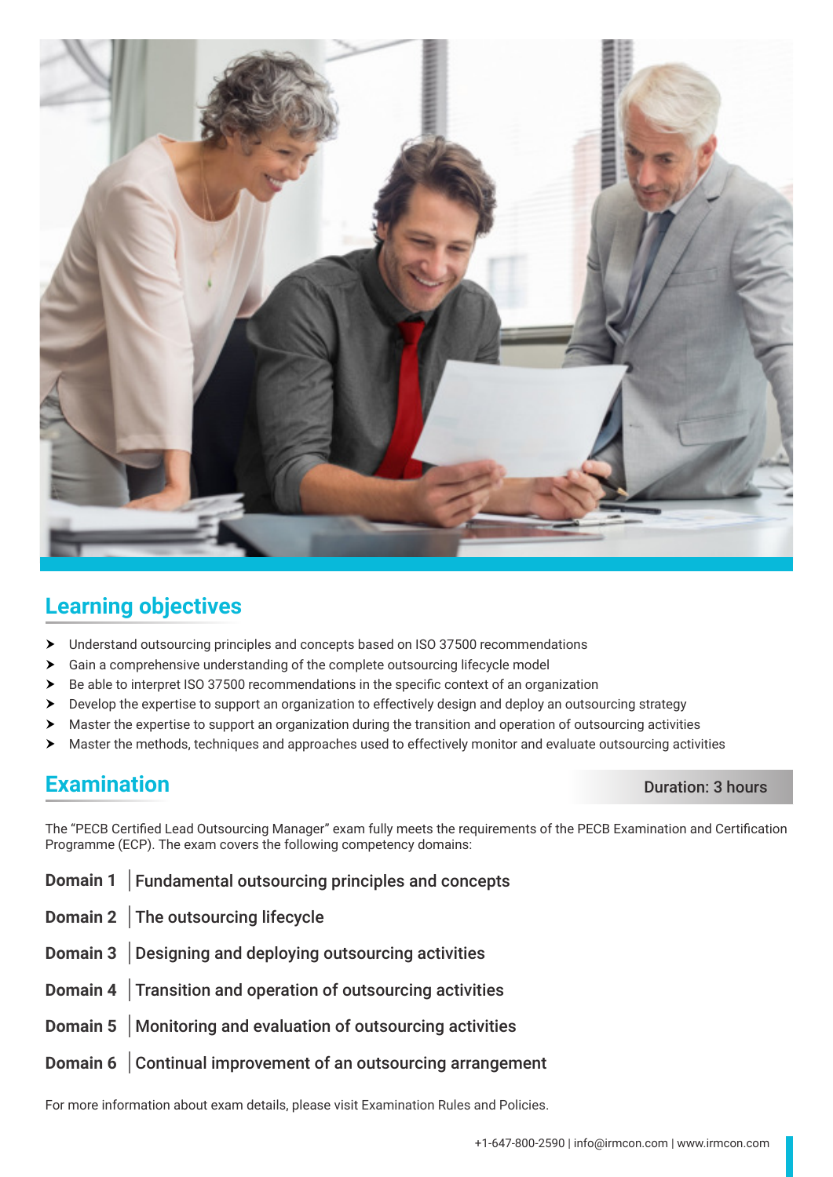## Learning objectives

- Understand outsourcing principles and concepts based on ISO 37500 recommendations
- Gain a comprehensive understanding of the complete outsourcing lifecycle model
- Be able to interpret ISO 37500 recommendations in the specific context of an organization
- Develop the expertise to support an organization to effectively design and deploy an outsourcing strategy
- Master the expertise to support an organization during the transition and operation of outsourcing activities
- Master the methods, techniques and approaches used to effectively monitor and evaluate outsourcing activities

## Examination

**Duration: 3 hours**

The "PECB Certified Lead Outsourcing Manager" exam fully meets the requirements of the PECB Examination and Certification Programme (ECP). The exam covers the following competency domains:

**Domain 1** | Fundamental outsourcing principles and concepts

**Domain 2** | The outsourcing lifecycle

**Domain 3** | Designing and deploying outsourcing activities

**Domain 4** | Transition and operation of outsourcing activities

**Domain 5** | Monitoring and evaluation of outsourcing activities

**Domain 6** | Continual improvement of an outsourcing arrangement

For more information about exam details, please visit Examination Rules and Policies.

+1-647-800-2590 | info@irmcon.com | www.irmcon.com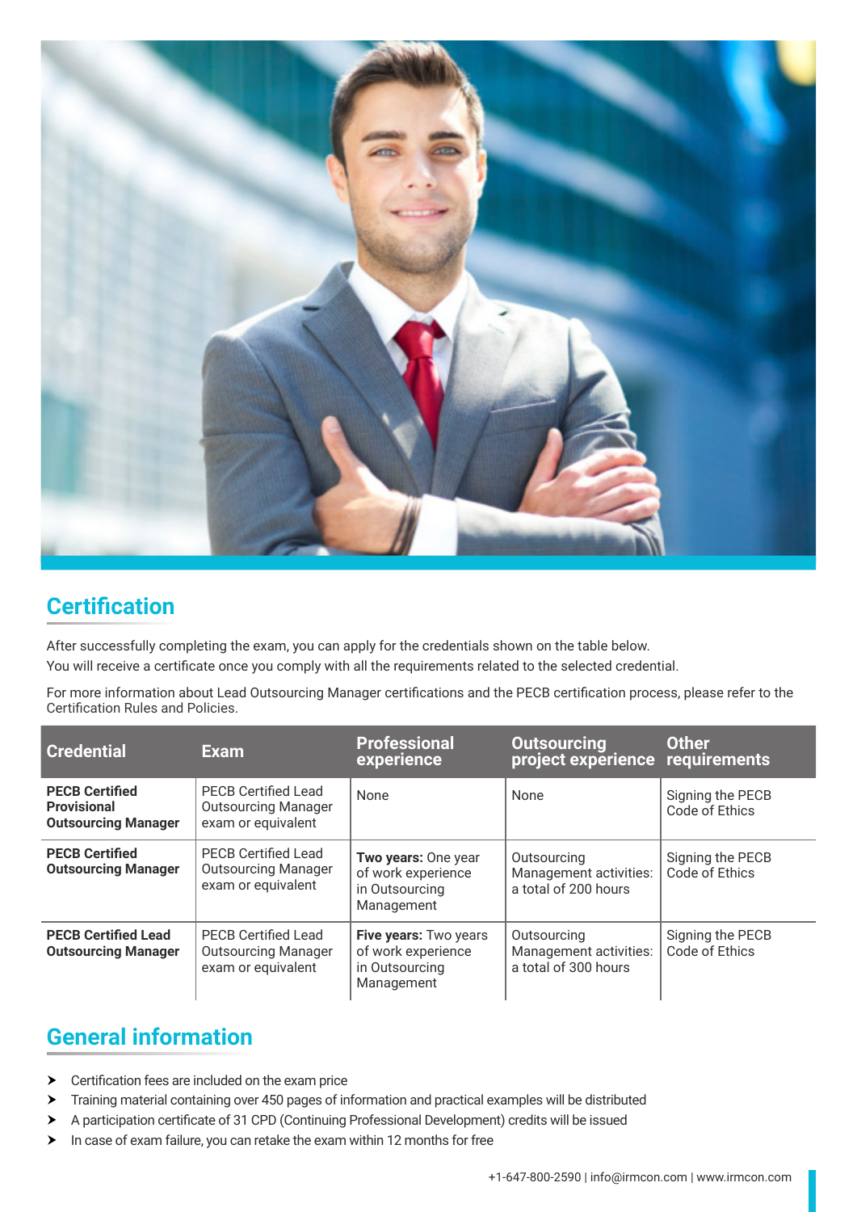## Certification

After successfully completing the exam, you can apply for the credentials shown on the table below.
You will receive a certificate once you comply with all the requirements related to the selected credential.

For more information about Lead Outsourcing Manager certifications and the PECB certification process, please refer to the Certification Rules and Policies.

| Credential | Exam | Professional experience | Outsourcing project experience | Other requirements |
|---|---|---|---|---|
| **PECB Certified Provisional Outsourcing Manager** | PECB Certified Lead Outsourcing Manager exam or equivalent | None | None | Signing the PECB Code of Ethics |
| **PECB Certified Outsourcing Manager** | PECB Certified Lead Outsourcing Manager exam or equivalent | **Two years:** One year of work experience in Outsourcing Management | Outsourcing Management activities: a total of 200 hours | Signing the PECB Code of Ethics |
| **PECB Certified Lead Outsourcing Manager** | PECB Certified Lead Outsourcing Manager exam or equivalent | **Five years:** Two years of work experience in Outsourcing Management | Outsourcing Management activities: a total of 300 hours | Signing the PECB Code of Ethics |

## General information

- Certification fees are included on the exam price
- Training material containing over 450 pages of information and practical examples will be distributed
- A participation certificate of 31 CPD (Continuing Professional Development) credits will be issued
- In case of exam failure, you can retake the exam within 12 months for free

+1-647-800-2590 | info@irmcon.com | www.irmcon.com